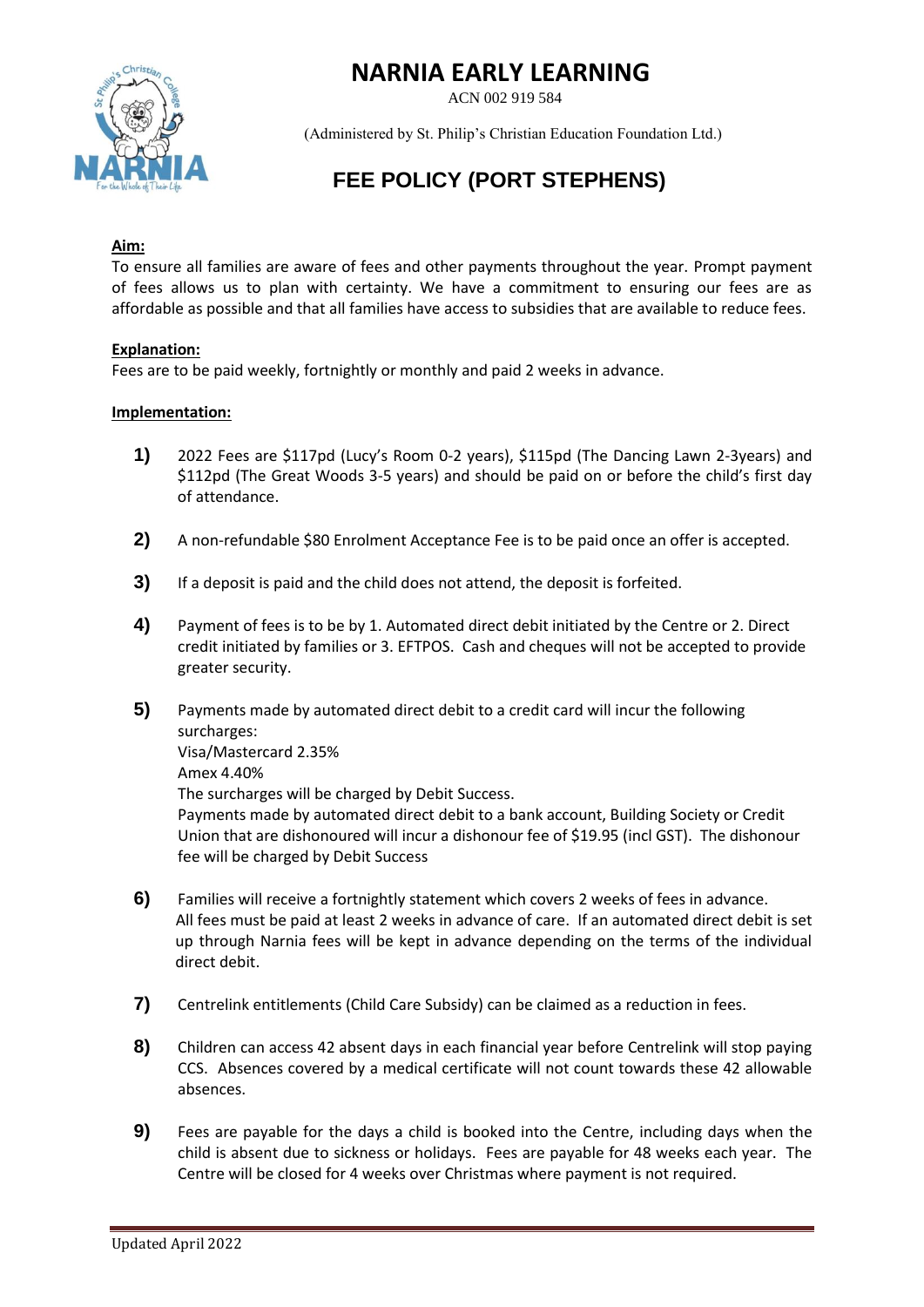# NARNIA EARLY LEARNING

ACN 002 919 584

(Administered by St. Philip's Christian Education Foundation Ltd.)

## FEE POLICY (PORT STEPHENS)

**Aim:**

To ensure all families are aware of fees and other payments throughout the year. Prompt payment of fees allows us to plan with certainty. We have a commitment to ensuring our fees are as affordable as possible and that all families have access to subsidies that are available to reduce fees.

**Explanation:**

Fees are to be paid weekly, fortnightly or monthly and paid 2 weeks in advance.

**Implementation:**

1) 2022 Fees are $117pd (Lucy's Room 0-2 years), $115pd (The Dancing Lawn 2-3years) and $112pd (The Great Woods 3-5 years) and should be paid on or before the child's first day of attendance.

2) A non-refundable $80 Enrolment Acceptance Fee is to be paid once an offer is accepted.

3) If a deposit is paid and the child does not attend, the deposit is forfeited.

4) Payment of fees is to be by 1. Automated direct debit initiated by the Centre or 2. Direct credit initiated by families or 3. EFTPOS. Cash and cheques will not be accepted to provide greater security.

5) Payments made by automated direct debit to a credit card will incur the following surcharges:
   Visa/Mastercard 2.35%
   Amex 4.40%
   The surcharges will be charged by Debit Success.
   Payments made by automated direct debit to a bank account, Building Society or Credit Union that are dishonoured will incur a dishonour fee of $19.95 (incl GST). The dishonour fee will be charged by Debit Success

6) Families will receive a fortnightly statement which covers 2 weeks of fees in advance. All fees must be paid at least 2 weeks in advance of care. If an automated direct debit is set up through Narnia fees will be kept in advance depending on the terms of the individual direct debit.

7) Centrelink entitlements (Child Care Subsidy) can be claimed as a reduction in fees.

8) Children can access 42 absent days in each financial year before Centrelink will stop paying CCS. Absences covered by a medical certificate will not count towards these 42 allowable absences.

9) Fees are payable for the days a child is booked into the Centre, including days when the child is absent due to sickness or holidays. Fees are payable for 48 weeks each year. The Centre will be closed for 4 weeks over Christmas where payment is not required.

Updated April 2022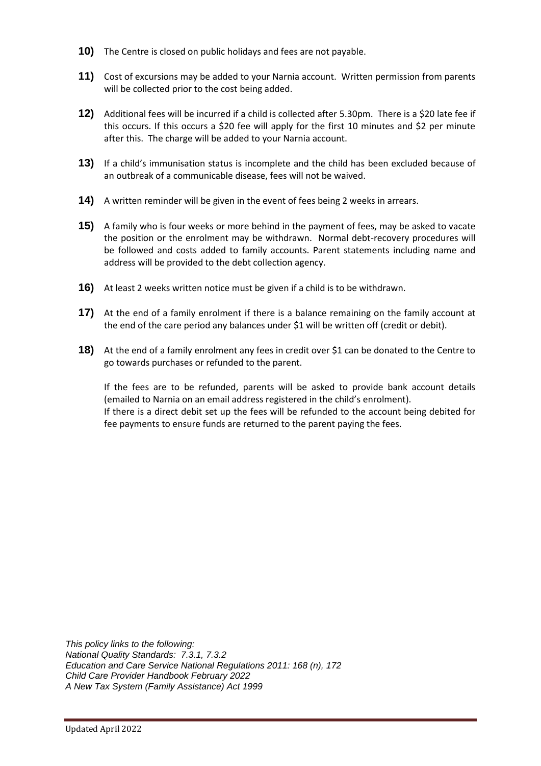10) The Centre is closed on public holidays and fees are not payable.

11) Cost of excursions may be added to your Narnia account. Written permission from parents will be collected prior to the cost being added.

12) Additional fees will be incurred if a child is collected after 5.30pm. There is a $20 late fee if this occurs. If this occurs a $20 fee will apply for the first 10 minutes and $2 per minute after this. The charge will be added to your Narnia account.

13) If a child's immunisation status is incomplete and the child has been excluded because of an outbreak of a communicable disease, fees will not be waived.

14) A written reminder will be given in the event of fees being 2 weeks in arrears.

15) A family who is four weeks or more behind in the payment of fees, may be asked to vacate the position or the enrolment may be withdrawn. Normal debt-recovery procedures will be followed and costs added to family accounts. Parent statements including name and address will be provided to the debt collection agency.

16) At least 2 weeks written notice must be given if a child is to be withdrawn.

17) At the end of a family enrolment if there is a balance remaining on the family account at the end of the care period any balances under $1 will be written off (credit or debit).

18) At the end of a family enrolment any fees in credit over $1 can be donated to the Centre to go towards purchases or refunded to the parent.

    If the fees are to be refunded, parents will be asked to provide bank account details (emailed to Narnia on an email address registered in the child's enrolment).
    If there is a direct debit set up the fees will be refunded to the account being debited for fee payments to ensure funds are returned to the parent paying the fees.

*This policy links to the following:*
*National Quality Standards: 7.3.1, 7.3.2*
*Education and Care Service National Regulations 2011: 168 (n), 172*
*Child Care Provider Handbook February 2022*
*A New Tax System (Family Assistance) Act 1999*

Updated April 2022